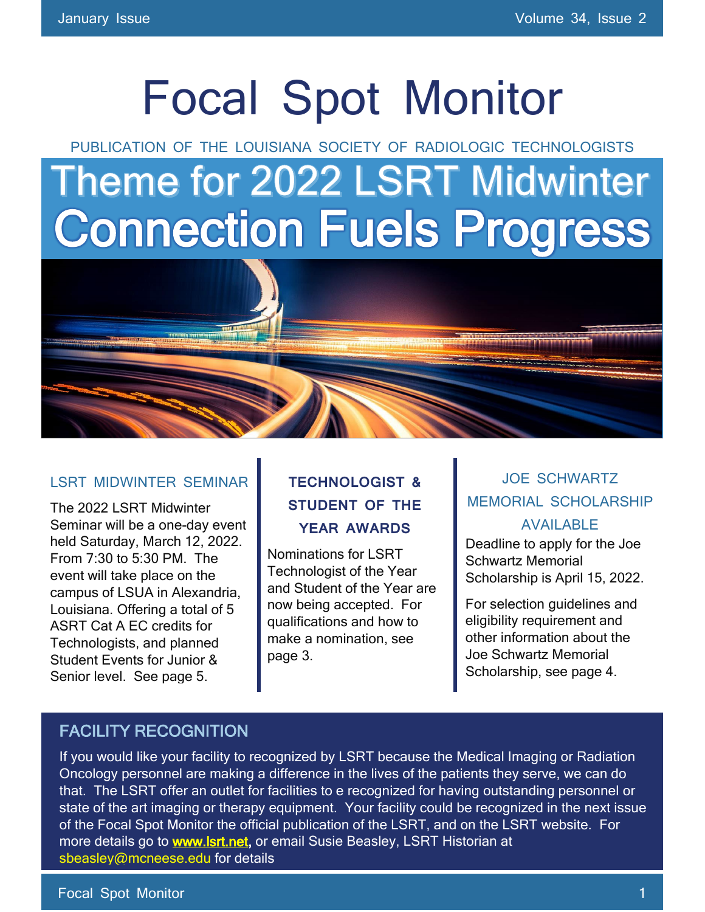# Focal Spot Monitor

PUBLICATION OF THE LOUISIANA SOCIETY OF RADIOLOGIC TECHNOLOGISTS

## Theme for 2022 LSRT Midwinter
## Connection Fuels Progress

### LSRT MIDWINTER SEMINAR

The 2022 LSRT Midwinter Seminar will be a one-day event held Saturday, March 12, 2022. From 7:30 to 5:30 PM. The event will take place on the campus of LSUA in Alexandria, Louisiana. Offering a total of 5 ASRT Cat A EC credits for Technologists, and planned Student Events for Junior & Senior level. See page 5.

### TECHNOLOGIST & STUDENT OF THE YEAR AWARDS

Nominations for LSRT Technologist of the Year and Student of the Year are now being accepted. For qualifications and how to make a nomination, see page 3.

### JOE SCHWARTZ MEMORIAL SCHOLARSHIP AVAILABLE

Deadline to apply for the Joe Schwartz Memorial Scholarship is April 15, 2022.

For selection guidelines and eligibility requirement and other information about the Joe Schwartz Memorial Scholarship, see page 4.

### FACILITY RECOGNITION

If you would like your facility to recognized by LSRT because the Medical Imaging or Radiation Oncology personnel are making a difference in the lives of the patients they serve, we can do that. The LSRT offer an outlet for facilities to e recognized for having outstanding personnel or state of the art imaging or therapy equipment. Your facility could be recognized in the next issue of the Focal Spot Monitor the official publication of the LSRT, and on the LSRT website. For more details go to **www.lsrt.net,** or email Susie Beasley, LSRT Historian at sbeasley@mcneese.edu for details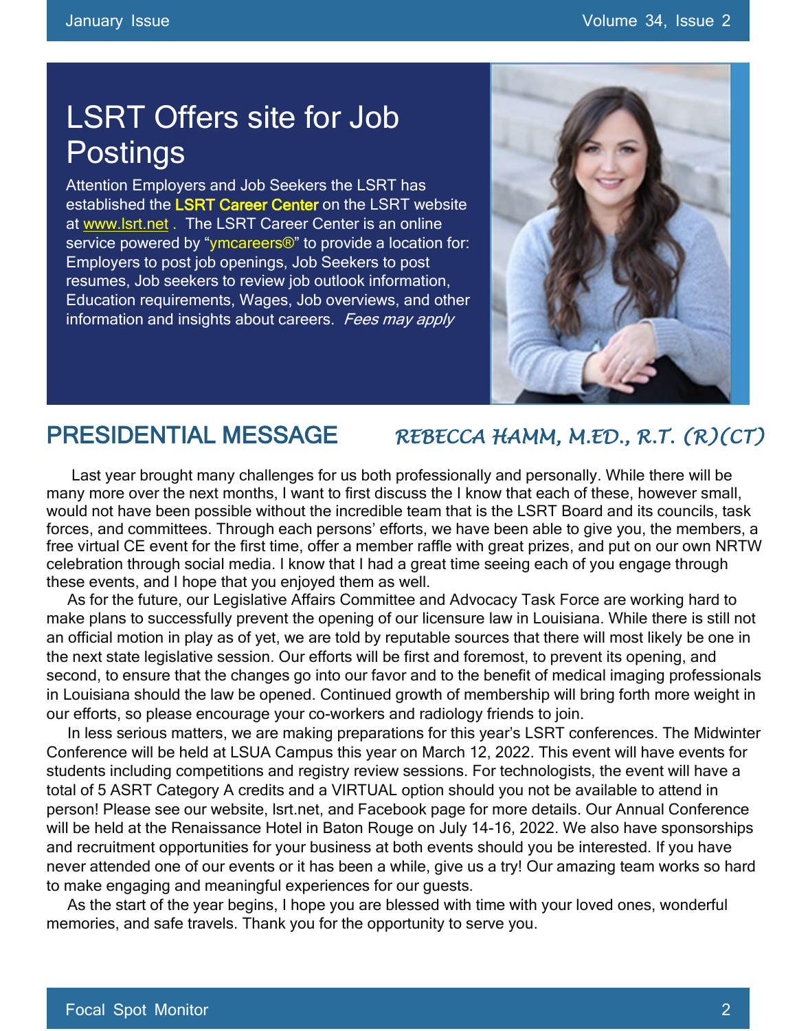## LSRT Offers site for Job Postings

Attention Employers and Job Seekers the LSRT has established the **LSRT Career Center** on the LSRT website at www.lsrt.net . The LSRT Career Center is an online service powered by "ymcareers®" to provide a location for: Employers to post job openings, Job Seekers to post resumes, Job seekers to review job outlook information, Education requirements, Wages, Job overviews, and other information and insights about careers. *Fees may apply*

## PRESIDENTIAL MESSAGE

*REBECCA HAMM, M.ED., R.T. (R)(CT)*

Last year brought many challenges for us both professionally and personally. While there will be many more over the next months, I want to first discuss the I know that each of these, however small, would not have been possible without the incredible team that is the LSRT Board and its councils, task forces, and committees. Through each persons' efforts, we have been able to give you, the members, a free virtual CE event for the first time, offer a member raffle with great prizes, and put on our own NRTW celebration through social media. I know that I had a great time seeing each of you engage through these events, and I hope that you enjoyed them as well.

As for the future, our Legislative Affairs Committee and Advocacy Task Force are working hard to make plans to successfully prevent the opening of our licensure law in Louisiana. While there is still not an official motion in play as of yet, we are told by reputable sources that there will most likely be one in the next state legislative session. Our efforts will be first and foremost, to prevent its opening, and second, to ensure that the changes go into our favor and to the benefit of medical imaging professionals in Louisiana should the law be opened. Continued growth of membership will bring forth more weight in our efforts, so please encourage your co-workers and radiology friends to join.

In less serious matters, we are making preparations for this year's LSRT conferences. The Midwinter Conference will be held at LSUA Campus this year on March 12, 2022. This event will have events for students including competitions and registry review sessions. For technologists, the event will have a total of 5 ASRT Category A credits and a VIRTUAL option should you not be available to attend in person! Please see our website, lsrt.net, and Facebook page for more details. Our Annual Conference will be held at the Renaissance Hotel in Baton Rouge on July 14-16, 2022. We also have sponsorships and recruitment opportunities for your business at both events should you be interested. If you have never attended one of our events or it has been a while, give us a try! Our amazing team works so hard to make engaging and meaningful experiences for our guests.

As the start of the year begins, I hope you are blessed with time with your loved ones, wonderful memories, and safe travels. Thank you for the opportunity to serve you.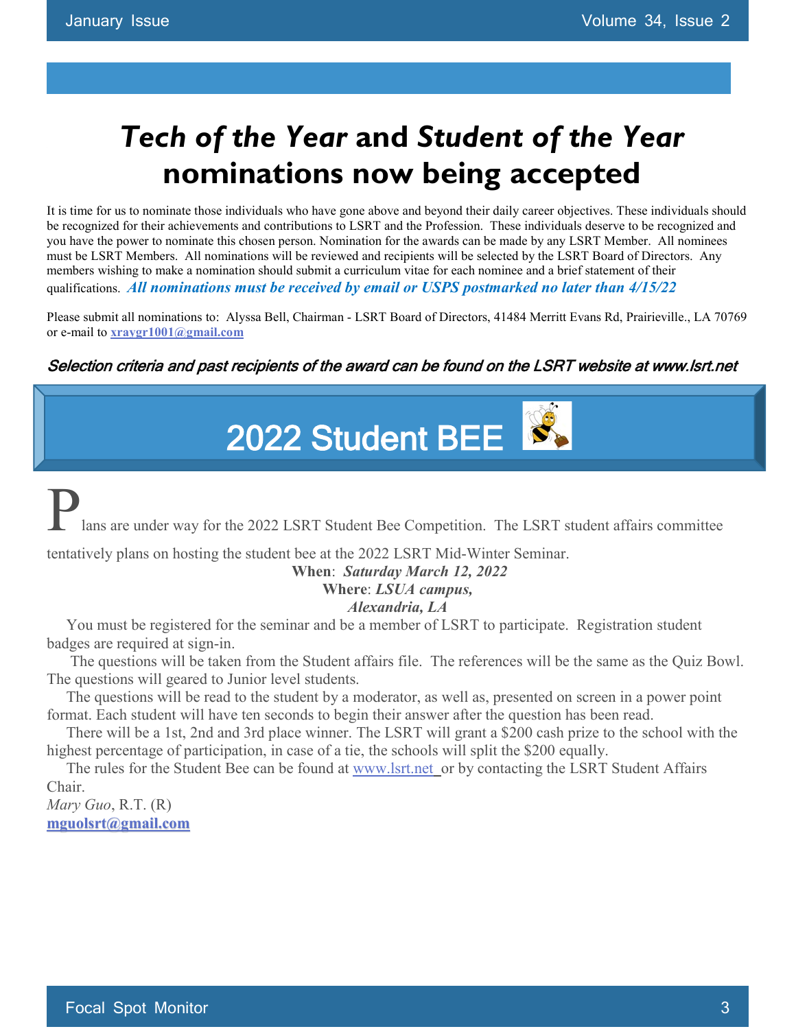# *Tech of the Year* and *Student of the Year* nominations now being accepted

It is time for us to nominate those individuals who have gone above and beyond their daily career objectives. These individuals should be recognized for their achievements and contributions to LSRT and the Profession. These individuals deserve to be recognized and you have the power to nominate this chosen person. Nomination for the awards can be made by any LSRT Member. All nominees must be LSRT Members. All nominations will be reviewed and recipients will be selected by the LSRT Board of Directors. Any members wishing to make a nomination should submit a curriculum vitae for each nominee and a brief statement of their qualifications. ***All nominations must be received by email or USPS postmarked no later than 4/15/22***

Please submit all nominations to: Alyssa Bell, Chairman - LSRT Board of Directors, 41484 Merritt Evans Rd, Prairieville., LA 70769 or e-mail to **xraygr1001@gmail.com**

***Selection criteria and past recipients of the award can be found on the LSRT website at www.lsrt.net***

# 2022 Student BEE

Plans are under way for the 2022 LSRT Student Bee Competition. The LSRT student affairs committee tentatively plans on hosting the student bee at the 2022 LSRT Mid-Winter Seminar.

**When**: ***Saturday March 12, 2022***
**Where**: ***LSUA campus, Alexandria, LA***

You must be registered for the seminar and be a member of LSRT to participate. Registration student badges are required at sign-in.

The questions will be taken from the Student affairs file. The references will be the same as the Quiz Bowl. The questions will geared to Junior level students.

The questions will be read to the student by a moderator, as well as, presented on screen in a power point format. Each student will have ten seconds to begin their answer after the question has been read.

There will be a 1st, 2nd and 3rd place winner. The LSRT will grant a $200 cash prize to the school with the highest percentage of participation, in case of a tie, the schools will split the $200 equally.

The rules for the Student Bee can be found at www.lsrt.net or by contacting the LSRT Student Affairs Chair.

*Mary Guo*, R.T. (R)
**mguolsrt@gmail.com**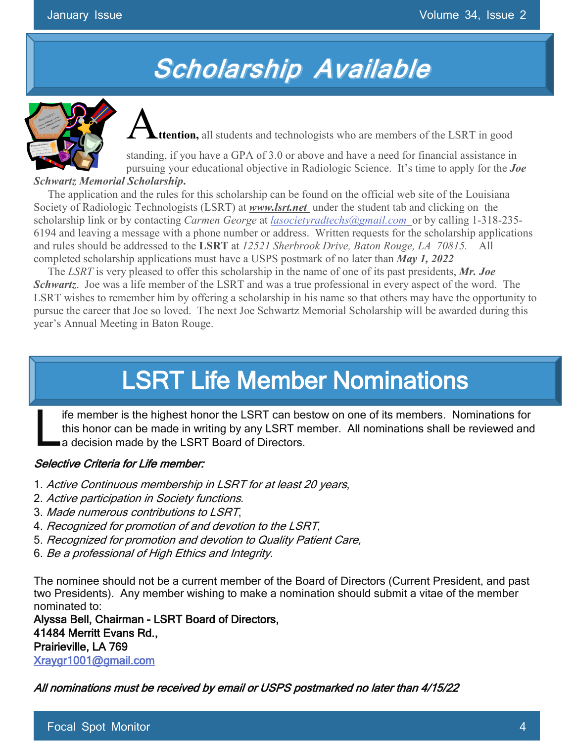## Scholarship Available

**Attention,** all students and technologists who are members of the LSRT in good standing, if you have a GPA of 3.0 or above and have a need for financial assistance in pursuing your educational objective in Radiologic Science. It's time to apply for the ***Joe Schwartz Memorial Scholarship.***

The application and the rules for this scholarship can be found on the official web site of the Louisiana Society of Radiologic Technologists (LSRT) at ***www.lsrt.net*** under the student tab and clicking on the scholarship link or by contacting *Carmen George* at *lasocietyradtechs@gmail.com* or by calling 1-318-235-6194 and leaving a message with a phone number or address. Written requests for the scholarship applications and rules should be addressed to the **LSRT** at *12521 Sherbrook Drive, Baton Rouge, LA 70815.* All completed scholarship applications must have a USPS postmark of no later than ***May 1, 2022***

The *LSRT* is very pleased to offer this scholarship in the name of one of its past presidents, ***Mr. Joe Schwartz***. Joe was a life member of the LSRT and was a true professional in every aspect of the word. The LSRT wishes to remember him by offering a scholarship in his name so that others may have the opportunity to pursue the career that Joe so loved. The next Joe Schwartz Memorial Scholarship will be awarded during this year's Annual Meeting in Baton Rouge.

## LSRT Life Member Nominations

Life member is the highest honor the LSRT can bestow on one of its members. Nominations for this honor can be made in writing by any LSRT member. All nominations shall be reviewed and a decision made by the LSRT Board of Directors.

***Selective Criteria for Life member:***

1. *Active Continuous membership in LSRT for at least 20 years*,
2. *Active participation in Society functions*.
3. *Made numerous contributions to LSRT*,
4. *Recognized for promotion of and devotion to the LSRT*,
5. *Recognized for promotion and devotion to Quality Patient Care,*
6. *Be a professional of High Ethics and Integrity*.

The nominee should not be a current member of the Board of Directors (Current President, and past two Presidents). Any member wishing to make a nomination should submit a vitae of the member nominated to:

**Alyssa Bell, Chairman - LSRT Board of Directors,**
**41484 Merritt Evans Rd.,**
**Prairieville, LA 769**
Xraygr1001@gmail.com

***All nominations must be received by email or USPS postmarked no later than 4/15/22***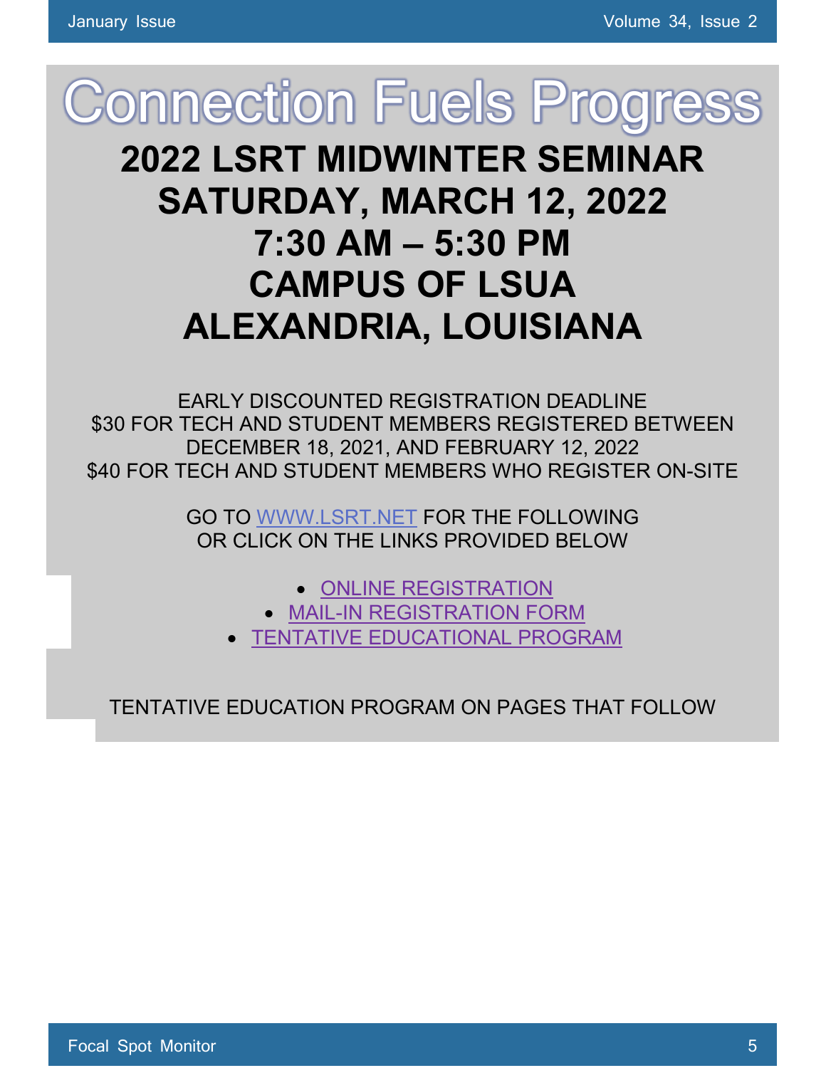# Connection Fuels Progress

## 2022 LSRT MIDWINTER SEMINAR
## SATURDAY, MARCH 12, 2022
## 7:30 AM – 5:30 PM
## CAMPUS OF LSUA
## ALEXANDRIA, LOUISIANA

EARLY DISCOUNTED REGISTRATION DEADLINE
$30 FOR TECH AND STUDENT MEMBERS REGISTERED BETWEEN DECEMBER 18, 2021, AND FEBRUARY 12, 2022
$40 FOR TECH AND STUDENT MEMBERS WHO REGISTER ON-SITE

GO TO WWW.LSRT.NET FOR THE FOLLOWING
OR CLICK ON THE LINKS PROVIDED BELOW

- ONLINE REGISTRATION
- MAIL-IN REGISTRATION FORM
- TENTATIVE EDUCATIONAL PROGRAM

TENTATIVE EDUCATION PROGRAM ON PAGES THAT FOLLOW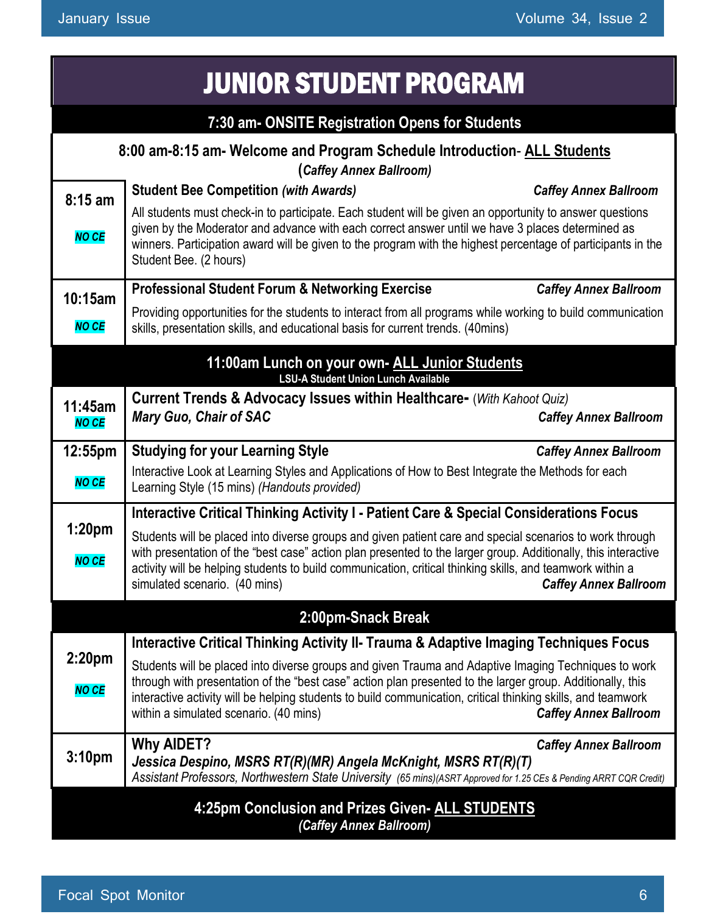# JUNIOR STUDENT PROGRAM

**7:30 am- ONSITE Registration Opens for Students**

**8:00 am-8:15 am- Welcome and Program Schedule Introduction- ALL Students**
**(*Caffey Annex Ballroom)***

| Time | Session |
|---|---|
| **8:15 am** *NO CE* | **Student Bee Competition** ***(with Awards)*** — ***Caffey Annex Ballroom*** <br> All students must check-in to participate. Each student will be given an opportunity to answer questions given by the Moderator and advance with each correct answer until we have 3 places determined as winners. Participation award will be given to the program with the highest percentage of participants in the Student Bee. (2 hours) |
| **10:15am** *NO CE* | **Professional Student Forum & Networking Exercise** — ***Caffey Annex Ballroom*** <br> Providing opportunities for the students to interact from all programs while working to build communication skills, presentation skills, and educational basis for current trends. (40mins) |

**11:00am Lunch on your own- ALL Junior Students**
**LSU-A Student Union Lunch Available**

| Time | Session |
|---|---|
| **11:45am** *NO CE* | **Current Trends & Advocacy Issues within Healthcare-** (*With Kahoot Quiz*) <br> ***Mary Guo, Chair of SAC*** — ***Caffey Annex Ballroom*** |
| **12:55pm** *NO CE* | **Studying for your Learning Style** — ***Caffey Annex Ballroom*** <br> Interactive Look at Learning Styles and Applications of How to Best Integrate the Methods for each Learning Style (15 mins) *(Handouts provided)* |
| **1:20pm** *NO CE* | **Interactive Critical Thinking Activity I - Patient Care & Special Considerations Focus** <br> Students will be placed into diverse groups and given patient care and special scenarios to work through with presentation of the "best case" action plan presented to the larger group. Additionally, this interactive activity will be helping students to build communication, critical thinking skills, and teamwork within a simulated scenario. (40 mins) — ***Caffey Annex Ballroom*** |

**2:00pm-Snack Break**

| Time | Session |
|---|---|
| **2:20pm** *NO CE* | **Interactive Critical Thinking Activity II- Trauma & Adaptive Imaging Techniques Focus** <br> Students will be placed into diverse groups and given Trauma and Adaptive Imaging Techniques to work through with presentation of the "best case" action plan presented to the larger group. Additionally, this interactive activity will be helping students to build communication, critical thinking skills, and teamwork within a simulated scenario. (40 mins) — ***Caffey Annex Ballroom*** |
| **3:10pm** | **Why AIDET?** — ***Caffey Annex Ballroom*** <br> ***Jessica Despino, MSRS RT(R)(MR) Angela McKnight, MSRS RT(R)(T)*** <br> *Assistant Professors, Northwestern State University (65 mins)(ASRT Approved for 1.25 CEs & Pending ARRT CQR Credit)* |

**4:25pm Conclusion and Prizes Given- ALL STUDENTS**
***(Caffey Annex Ballroom)***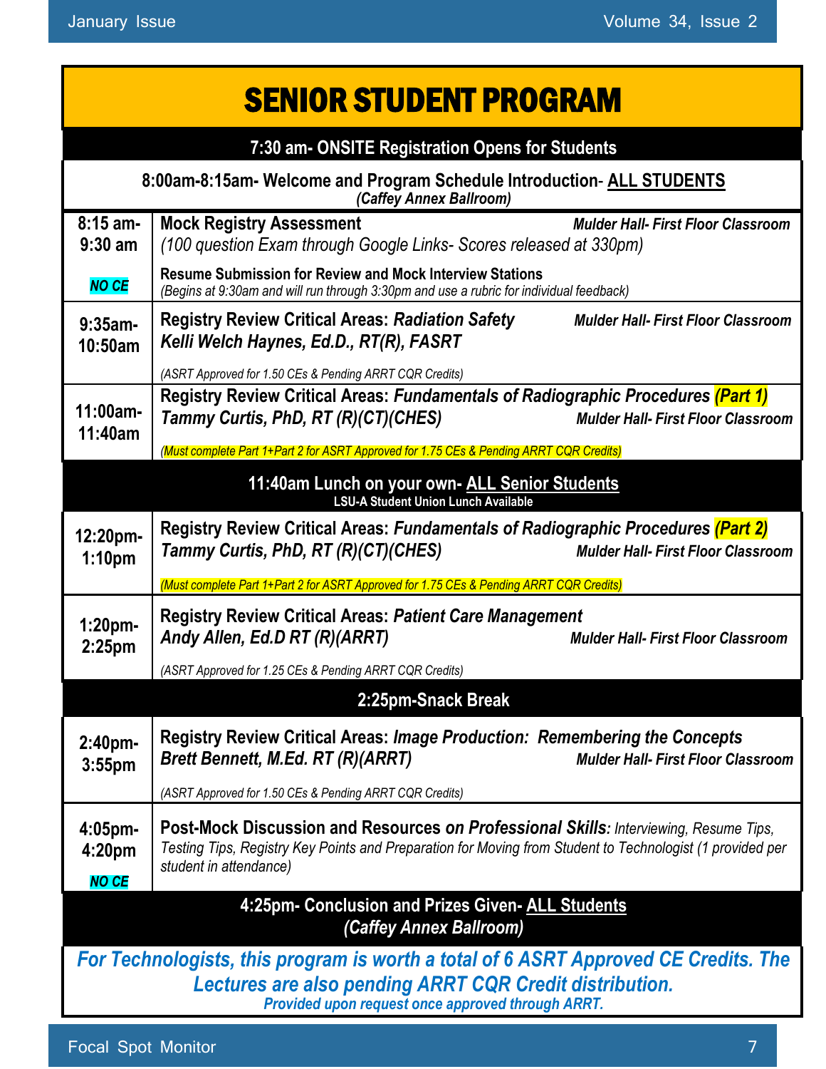# SENIOR STUDENT PROGRAM

**7:30 am- ONSITE Registration Opens for Students**

**8:00am-8:15am- Welcome and Program Schedule Introduction- ALL STUDENTS**
*(Caffey Annex Ballroom)*

| Time | Session |
|---|---|
| **8:15 am- 9:30 am** <br> ***NO CE*** | **Mock Registry Assessment** — ***Mulder Hall- First Floor Classroom*** <br> *(100 question Exam through Google Links- Scores released at 330pm)* <br><br> **Resume Submission for Review and Mock Interview Stations** <br> *(Begins at 9:30am and will run through 3:30pm and use a rubric for individual feedback)* |
| **9:35am- 10:50am** | **Registry Review Critical Areas: *Radiation Safety*** — ***Mulder Hall- First Floor Classroom*** <br> ***Kelli Welch Haynes, Ed.D., RT(R), FASRT*** <br><br> *(ASRT Approved for 1.50 CEs & Pending ARRT CQR Credits)* |
| **11:00am- 11:40am** | **Registry Review Critical Areas: *Fundamentals of Radiographic Procedures (Part 1)*** <br> ***Tammy Curtis, PhD, RT (R)(CT)(CHES)*** — ***Mulder Hall- First Floor Classroom*** <br><br> *(Must complete Part 1+Part 2 for ASRT Approved for 1.75 CEs & Pending ARRT CQR Credits)* |

**11:40am Lunch on your own- ALL Senior Students**
**LSU-A Student Union Lunch Available**

| Time | Session |
|---|---|
| **12:20pm- 1:10pm** | **Registry Review Critical Areas: *Fundamentals of Radiographic Procedures (Part 2)*** <br> ***Tammy Curtis, PhD, RT (R)(CT)(CHES)*** — ***Mulder Hall- First Floor Classroom*** <br><br> *(Must complete Part 1+Part 2 for ASRT Approved for 1.75 CEs & Pending ARRT CQR Credits)* |
| **1:20pm- 2:25pm** | **Registry Review Critical Areas: *Patient Care Management*** <br> ***Andy Allen, Ed.D RT (R)(ARRT)*** — ***Mulder Hall- First Floor Classroom*** <br><br> *(ASRT Approved for 1.25 CEs & Pending ARRT CQR Credits)* |

**2:25pm-Snack Break**

| Time | Session |
|---|---|
| **2:40pm- 3:55pm** | **Registry Review Critical Areas: *Image Production: Remembering the Concepts*** <br> ***Brett Bennett, M.Ed. RT (R)(ARRT)*** — ***Mulder Hall- First Floor Classroom*** <br><br> *(ASRT Approved for 1.50 CEs & Pending ARRT CQR Credits)* |
| **4:05pm- 4:20pm** <br> ***NO CE*** | **Post-Mock Discussion and Resources *on Professional Skills:*** *Interviewing, Resume Tips, Testing Tips, Registry Key Points and Preparation for Moving from Student to Technologist (1 provided per student in attendance)* |

**4:25pm- Conclusion and Prizes Given- ALL Students**
***(Caffey Annex Ballroom)***

***For Technologists, this program is worth a total of 6 ASRT Approved CE Credits. The Lectures are also pending ARRT CQR Credit distribution.***
***Provided upon request once approved through ARRT.***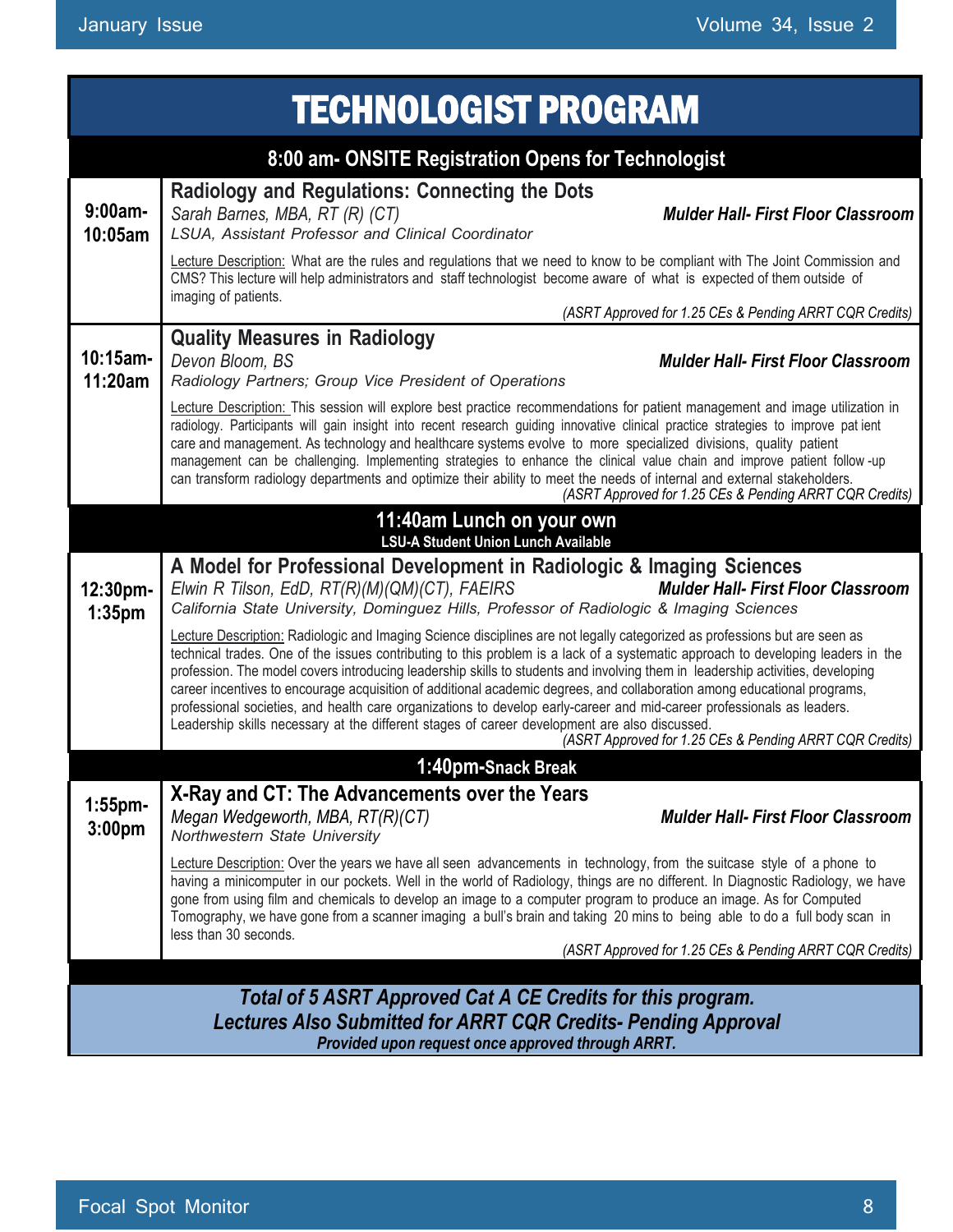# TECHNOLOGIST PROGRAM

**8:00 am- ONSITE Registration Opens for Technologist**

**9:00am-10:05am**

### Radiology and Regulations: Connecting the Dots

*Sarah Barnes, MBA, RT (R) (CT)* — ***Mulder Hall- First Floor Classroom***
*LSUA, Assistant Professor and Clinical Coordinator*

Lecture Description: What are the rules and regulations that we need to know to be compliant with The Joint Commission and CMS? This lecture will help administrators and staff technologist become aware of what is expected of them outside of imaging of patients.

*(ASRT Approved for 1.25 CEs & Pending ARRT CQR Credits)*

**10:15am-11:20am**

### Quality Measures in Radiology

*Devon Bloom, BS* — ***Mulder Hall- First Floor Classroom***
*Radiology Partners; Group Vice President of Operations*

Lecture Description: This session will explore best practice recommendations for patient management and image utilization in radiology. Participants will gain insight into recent research guiding innovative clinical practice strategies to improve patient care and management. As technology and healthcare systems evolve to more specialized divisions, quality patient management can be challenging. Implementing strategies to enhance the clinical value chain and improve patient follow-up can transform radiology departments and optimize their ability to meet the needs of internal and external stakeholders.

*(ASRT Approved for 1.25 CEs & Pending ARRT CQR Credits)*

**11:40am Lunch on your own**
**LSU-A Student Union Lunch Available**

**12:30pm-1:35pm**

### A Model for Professional Development in Radiologic & Imaging Sciences

*Elwin R Tilson, EdD, RT(R)(M)(QM)(CT), FAEIRS* — ***Mulder Hall- First Floor Classroom***
*California State University, Dominguez Hills, Professor of Radiologic & Imaging Sciences*

Lecture Description: Radiologic and Imaging Science disciplines are not legally categorized as professions but are seen as technical trades. One of the issues contributing to this problem is a lack of a systematic approach to developing leaders in the profession. The model covers introducing leadership skills to students and involving them in leadership activities, developing career incentives to encourage acquisition of additional academic degrees, and collaboration among educational programs, professional societies, and health care organizations to develop early-career and mid-career professionals as leaders. Leadership skills necessary at the different stages of career development are also discussed.

*(ASRT Approved for 1.25 CEs & Pending ARRT CQR Credits)*

**1:40pm-Snack Break**

**1:55pm-3:00pm**

### X-Ray and CT: The Advancements over the Years

*Megan Wedgeworth, MBA, RT(R)(CT)* — ***Mulder Hall- First Floor Classroom***
*Northwestern State University*

Lecture Description: Over the years we have all seen advancements in technology, from the suitcase style of a phone to having a minicomputer in our pockets. Well in the world of Radiology, things are no different. In Diagnostic Radiology, we have gone from using film and chemicals to develop an image to a computer program to produce an image. As for Computed Tomography, we have gone from a scanner imaging a bull's brain and taking 20 mins to being able to do a full body scan in less than 30 seconds.

*(ASRT Approved for 1.25 CEs & Pending ARRT CQR Credits)*

***Total of 5 ASRT Approved Cat A CE Credits for this program.***
***Lectures Also Submitted for ARRT CQR Credits- Pending Approval***
***Provided upon request once approved through ARRT.***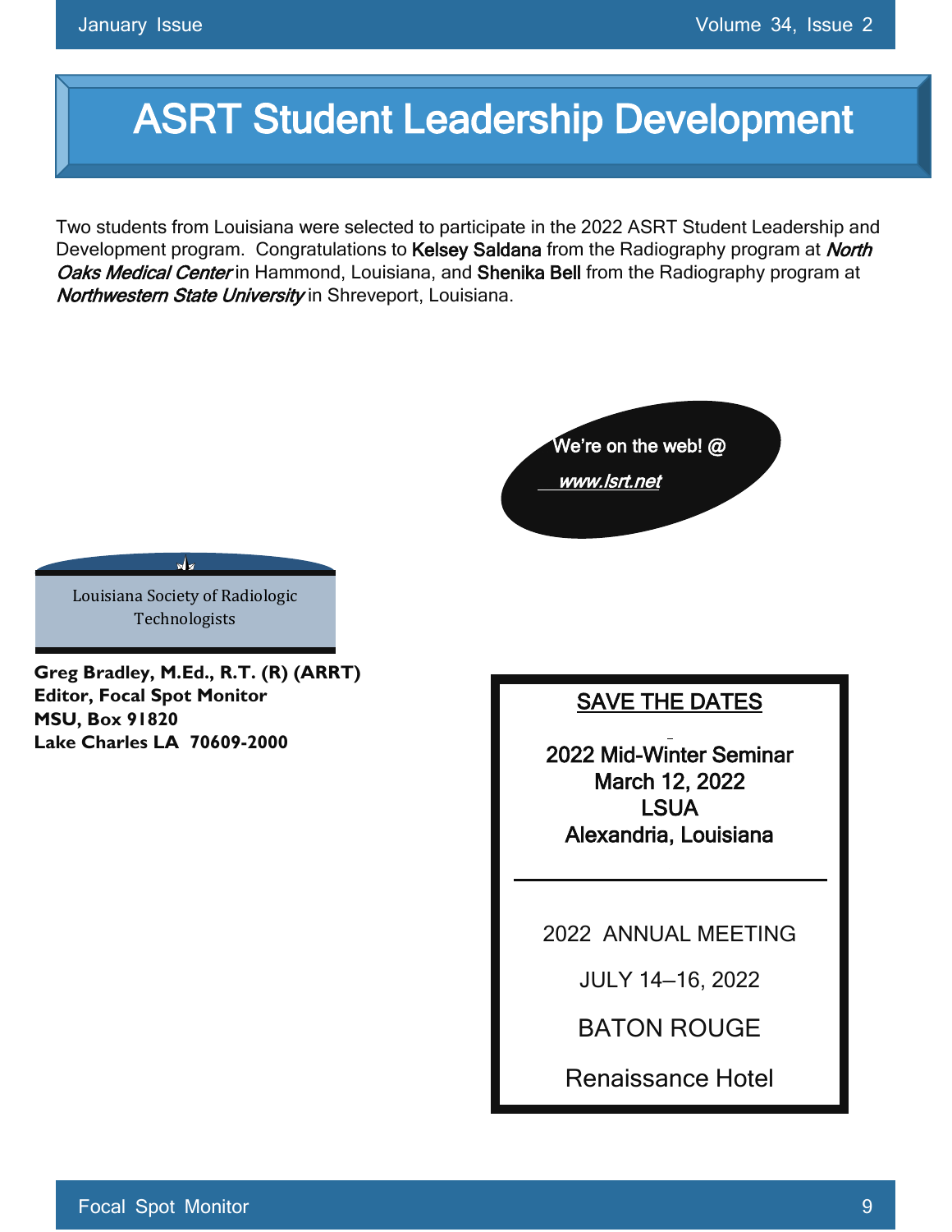# ASRT Student Leadership Development

Two students from Louisiana were selected to participate in the 2022 ASRT Student Leadership and Development program. Congratulations to Kelsey Saldana from the Radiography program at *North Oaks Medical Center* in Hammond, Louisiana, and Shenika Bell from the Radiography program at *Northwestern State University* in Shreveport, Louisiana.

We're on the web! @

*www.lsrt.net*

Louisiana Society of Radiologic Technologists

**Greg Bradley, M.Ed., R.T. (R) (ARRT)**
**Editor, Focal Spot Monitor**
**MSU, Box 91820**
**Lake Charles LA 70609-2000**

SAVE THE DATES

2022 Mid-Winter Seminar
March 12, 2022
LSUA
Alexandria, Louisiana

---

2022 ANNUAL MEETING

JULY 14–16, 2022

BATON ROUGE

Renaissance Hotel